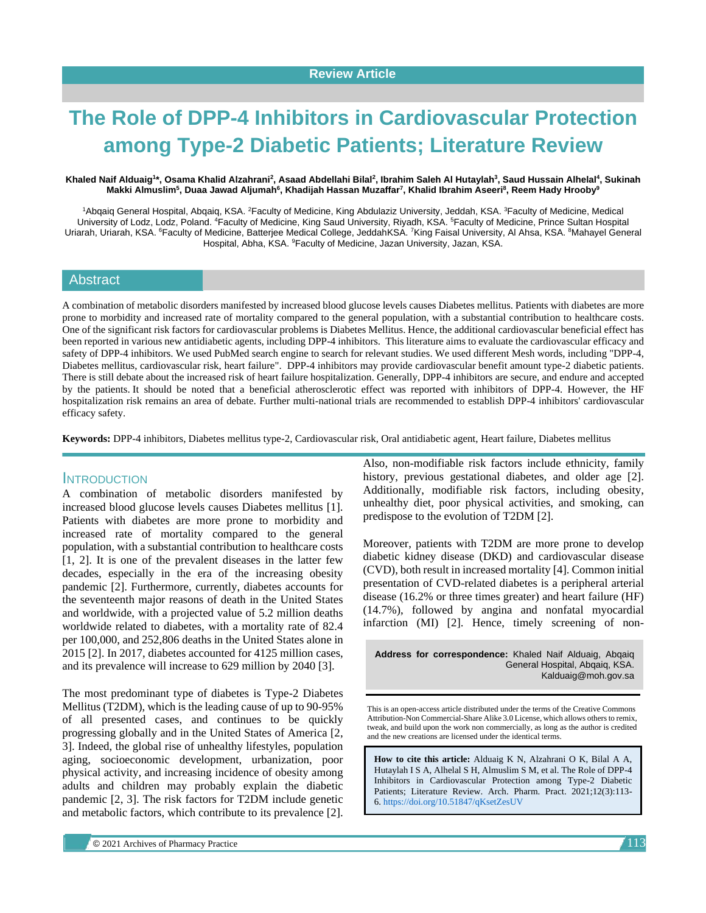Review Article

# The Role of DPP-4 Inhibitors in Cardiovascular Protection among Type-2 Diabetic Patients; Literature Review

**Khaled Naif Alduaig[1]*, Osama Khalid Alzahrani[2], Asaad Abdellahi Bilal[2], Ibrahim Saleh Al Hutaylah[3], Saud Hussain Alhelal[4], Sukinah Makki Almuslim[5], Duaa Jawad Aljumah[6], Khadijah Hassan Muzaffar[7], Khalid Ibrahim Aseeri[8], Reem Hady Hrooby[9]**

[1]Abqaiq General Hospital, Abqaiq, KSA. [2]Faculty of Medicine, King Abdulaziz University, Jeddah, KSA. [3]Faculty of Medicine, Medical University of Lodz, Lodz, Poland. [4]Faculty of Medicine, King Saud University, Riyadh, KSA. [5]Faculty of Medicine, Prince Sultan Hospital Uriarah, Uriarah, KSA. [6]Faculty of Medicine, Batterjee Medical College, JeddahKSA. [7]King Faisal University, Al Ahsa, KSA. [8]Mahayel General Hospital, Abha, KSA. [9]Faculty of Medicine, Jazan University, Jazan, KSA.

## Abstract

A combination of metabolic disorders manifested by increased blood glucose levels causes Diabetes mellitus. Patients with diabetes are more prone to morbidity and increased rate of mortality compared to the general population, with a substantial contribution to healthcare costs. One of the significant risk factors for cardiovascular problems is Diabetes Mellitus. Hence, the additional cardiovascular beneficial effect has been reported in various new antidiabetic agents, including DPP-4 inhibitors. This literature aims to evaluate the cardiovascular efficacy and safety of DPP-4 inhibitors. We used PubMed search engine to search for relevant studies. We used different Mesh words, including "DPP-4, Diabetes mellitus, cardiovascular risk, heart failure". DPP-4 inhibitors may provide cardiovascular benefit amount type-2 diabetic patients. There is still debate about the increased risk of heart failure hospitalization. Generally, DPP-4 inhibitors are secure, and endure and accepted by the patients. It should be noted that a beneficial atherosclerotic effect was reported with inhibitors of DPP-4. However, the HF hospitalization risk remains an area of debate. Further multi-national trials are recommended to establish DPP-4 inhibitors' cardiovascular efficacy safety.

**Keywords:** DPP-4 inhibitors, Diabetes mellitus type-2, Cardiovascular risk, Oral antidiabetic agent, Heart failure, Diabetes mellitus

## Introduction

A combination of metabolic disorders manifested by increased blood glucose levels causes Diabetes mellitus [1]. Patients with diabetes are more prone to morbidity and increased rate of mortality compared to the general population, with a substantial contribution to healthcare costs [1, 2]. It is one of the prevalent diseases in the latter few decades, especially in the era of the increasing obesity pandemic [2]. Furthermore, currently, diabetes accounts for the seventeenth major reasons of death in the United States and worldwide, with a projected value of 5.2 million deaths worldwide related to diabetes, with a mortality rate of 82.4 per 100,000, and 252,806 deaths in the United States alone in 2015 [2]. In 2017, diabetes accounted for 4125 million cases, and its prevalence will increase to 629 million by 2040 [3].

The most predominant type of diabetes is Type-2 Diabetes Mellitus (T2DM), which is the leading cause of up to 90-95% of all presented cases, and continues to be quickly progressing globally and in the United States of America [2, 3]. Indeed, the global rise of unhealthy lifestyles, population aging, socioeconomic development, urbanization, poor physical activity, and increasing incidence of obesity among adults and children may probably explain the diabetic pandemic [2, 3]. The risk factors for T2DM include genetic and metabolic factors, which contribute to its prevalence [2]. Also, non-modifiable risk factors include ethnicity, family history, previous gestational diabetes, and older age [2]. Additionally, modifiable risk factors, including obesity, unhealthy diet, poor physical activities, and smoking, can predispose to the evolution of T2DM [2].

Moreover, patients with T2DM are more prone to develop diabetic kidney disease (DKD) and cardiovascular disease (CVD), both result in increased mortality [4]. Common initial presentation of CVD-related diabetes is a peripheral arterial disease (16.2% or three times greater) and heart failure (HF) (14.7%), followed by angina and nonfatal myocardial infarction (MI) [2]. Hence, timely screening of non-

**Address for correspondence:** Khaled Naif Alduaig, Abqaiq General Hospital, Abqaiq, KSA. Kalduaig@moh.gov.sa

This is an open-access article distributed under the terms of the Creative Commons Attribution-Non Commercial-Share Alike 3.0 License, which allows others to remix, tweak, and build upon the work non commercially, as long as the author is credited and the new creations are licensed under the identical terms.

**How to cite this article:** Alduaig K N, Alzahrani O K, Bilal A A, Hutaylah I S A, Alhelal S H, Almuslim S M, et al. The Role of DPP-4 Inhibitors in Cardiovascular Protection among Type-2 Diabetic Patients; Literature Review. Arch. Pharm. Pract. 2021;12(3):113-6. https://doi.org/10.51847/qKsetZesUV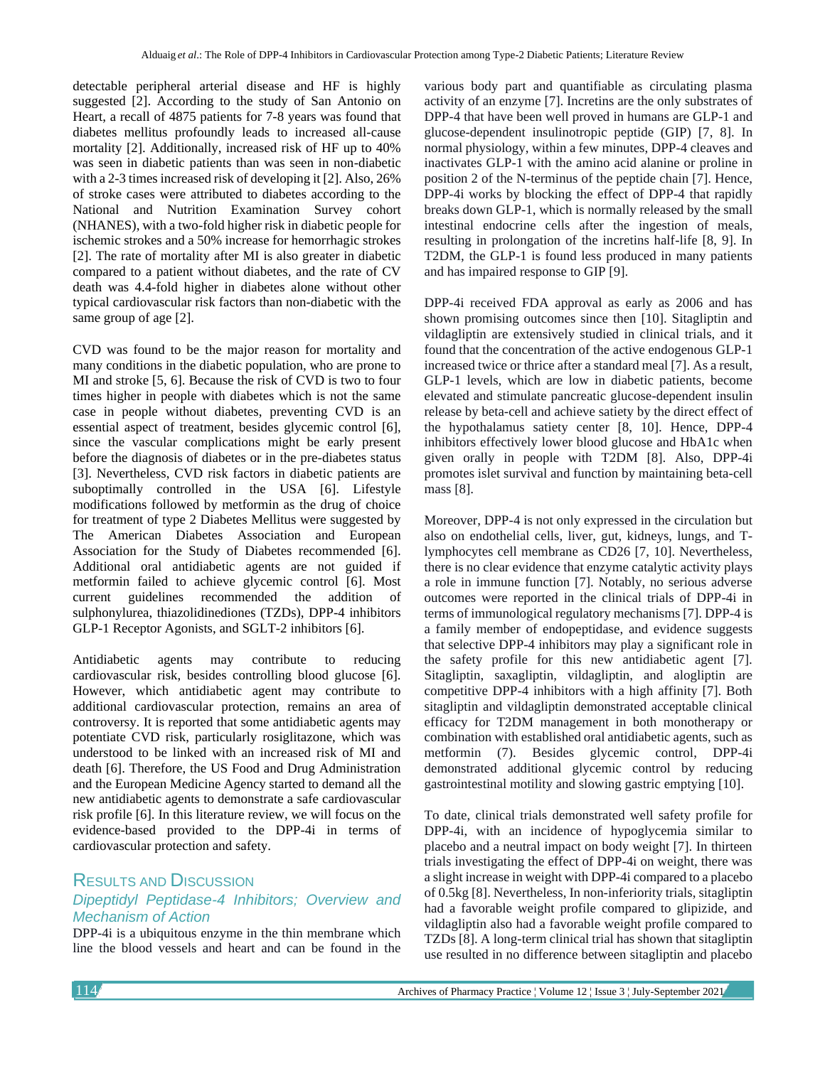detectable peripheral arterial disease and HF is highly suggested [2]. According to the study of San Antonio on Heart, a recall of 4875 patients for 7-8 years was found that diabetes mellitus profoundly leads to increased all-cause mortality [2]. Additionally, increased risk of HF up to 40% was seen in diabetic patients than was seen in non-diabetic with a 2-3 times increased risk of developing it [2]. Also, 26% of stroke cases were attributed to diabetes according to the National and Nutrition Examination Survey cohort (NHANES), with a two-fold higher risk in diabetic people for ischemic strokes and a 50% increase for hemorrhagic strokes [2]. The rate of mortality after MI is also greater in diabetic compared to a patient without diabetes, and the rate of CV death was 4.4-fold higher in diabetes alone without other typical cardiovascular risk factors than non-diabetic with the same group of age [2].

CVD was found to be the major reason for mortality and many conditions in the diabetic population, who are prone to MI and stroke [5, 6]. Because the risk of CVD is two to four times higher in people with diabetes which is not the same case in people without diabetes, preventing CVD is an essential aspect of treatment, besides glycemic control [6], since the vascular complications might be early present before the diagnosis of diabetes or in the pre-diabetes status [3]. Nevertheless, CVD risk factors in diabetic patients are suboptimally controlled in the USA [6]. Lifestyle modifications followed by metformin as the drug of choice for treatment of type 2 Diabetes Mellitus were suggested by The American Diabetes Association and European Association for the Study of Diabetes recommended [6]. Additional oral antidiabetic agents are not guided if metformin failed to achieve glycemic control [6]. Most current guidelines recommended the addition of sulphonylurea, thiazolidinediones (TZDs), DPP-4 inhibitors GLP-1 Receptor Agonists, and SGLT-2 inhibitors [6].

Antidiabetic agents may contribute to reducing cardiovascular risk, besides controlling blood glucose [6]. However, which antidiabetic agent may contribute to additional cardiovascular protection, remains an area of controversy. It is reported that some antidiabetic agents may potentiate CVD risk, particularly rosiglitazone, which was understood to be linked with an increased risk of MI and death [6]. Therefore, the US Food and Drug Administration and the European Medicine Agency started to demand all the new antidiabetic agents to demonstrate a safe cardiovascular risk profile [6]. In this literature review, we will focus on the evidence-based provided to the DPP-4i in terms of cardiovascular protection and safety.

## Results and Discussion

### *Dipeptidyl Peptidase-4 Inhibitors; Overview and Mechanism of Action*

DPP-4i is a ubiquitous enzyme in the thin membrane which line the blood vessels and heart and can be found in the various body part and quantifiable as circulating plasma activity of an enzyme [7]. Incretins are the only substrates of DPP-4 that have been well proved in humans are GLP-1 and glucose-dependent insulinotropic peptide (GIP) [7, 8]. In normal physiology, within a few minutes, DPP-4 cleaves and inactivates GLP-1 with the amino acid alanine or proline in position 2 of the N-terminus of the peptide chain [7]. Hence, DPP-4i works by blocking the effect of DPP-4 that rapidly breaks down GLP-1, which is normally released by the small intestinal endocrine cells after the ingestion of meals, resulting in prolongation of the incretins half-life [8, 9]. In T2DM, the GLP-1 is found less produced in many patients and has impaired response to GIP [9].

DPP-4i received FDA approval as early as 2006 and has shown promising outcomes since then [10]. Sitagliptin and vildagliptin are extensively studied in clinical trials, and it found that the concentration of the active endogenous GLP-1 increased twice or thrice after a standard meal [7]. As a result, GLP-1 levels, which are low in diabetic patients, become elevated and stimulate pancreatic glucose-dependent insulin release by beta-cell and achieve satiety by the direct effect of the hypothalamus satiety center [8, 10]. Hence, DPP-4 inhibitors effectively lower blood glucose and HbA1c when given orally in people with T2DM [8]. Also, DPP-4i promotes islet survival and function by maintaining beta-cell mass [8].

Moreover, DPP-4 is not only expressed in the circulation but also on endothelial cells, liver, gut, kidneys, lungs, and T-lymphocytes cell membrane as CD26 [7, 10]. Nevertheless, there is no clear evidence that enzyme catalytic activity plays a role in immune function [7]. Notably, no serious adverse outcomes were reported in the clinical trials of DPP-4i in terms of immunological regulatory mechanisms [7]. DPP-4 is a family member of endopeptidase, and evidence suggests that selective DPP-4 inhibitors may play a significant role in the safety profile for this new antidiabetic agent [7]. Sitagliptin, saxagliptin, vildagliptin, and alogliptin are competitive DPP-4 inhibitors with a high affinity [7]. Both sitagliptin and vildagliptin demonstrated acceptable clinical efficacy for T2DM management in both monotherapy or combination with established oral antidiabetic agents, such as metformin (7). Besides glycemic control, DPP-4i demonstrated additional glycemic control by reducing gastrointestinal motility and slowing gastric emptying [10].

To date, clinical trials demonstrated well safety profile for DPP-4i, with an incidence of hypoglycemia similar to placebo and a neutral impact on body weight [7]. In thirteen trials investigating the effect of DPP-4i on weight, there was a slight increase in weight with DPP-4i compared to a placebo of 0.5kg [8]. Nevertheless, In non-inferiority trials, sitagliptin had a favorable weight profile compared to glipizide, and vildagliptin also had a favorable weight profile compared to TZDs [8]. A long-term clinical trial has shown that sitagliptin use resulted in no difference between sitagliptin and placebo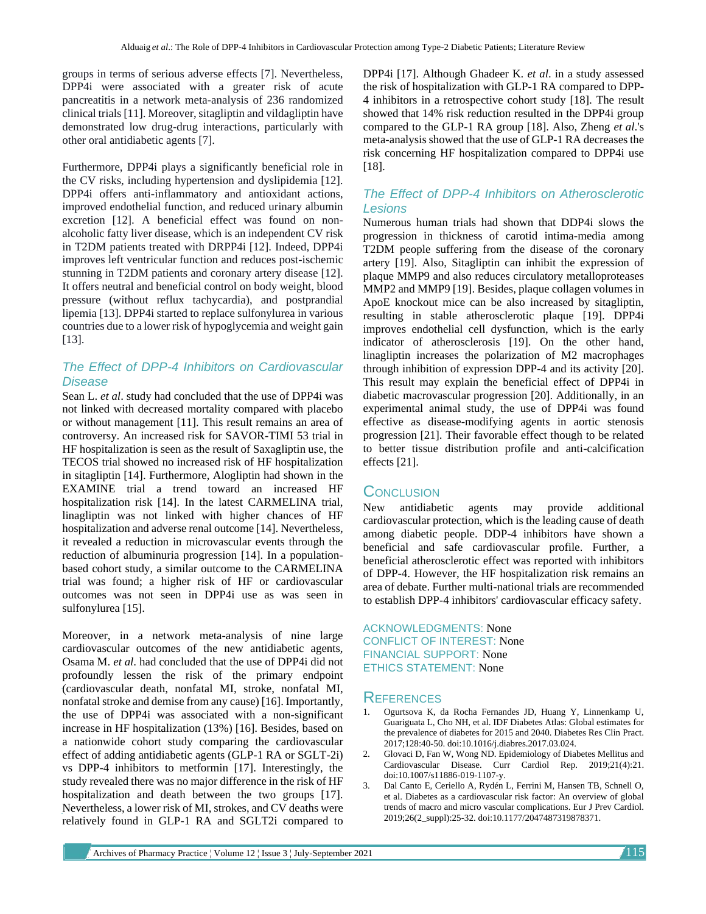groups in terms of serious adverse effects [7]. Nevertheless, DPP4i were associated with a greater risk of acute pancreatitis in a network meta-analysis of 236 randomized clinical trials [11]. Moreover, sitagliptin and vildagliptin have demonstrated low drug-drug interactions, particularly with other oral antidiabetic agents [7].

Furthermore, DPP4i plays a significantly beneficial role in the CV risks, including hypertension and dyslipidemia [12]. DPP4i offers anti-inflammatory and antioxidant actions, improved endothelial function, and reduced urinary albumin excretion [12]. A beneficial effect was found on non-alcoholic fatty liver disease, which is an independent CV risk in T2DM patients treated with DRPP4i [12]. Indeed, DPP4i improves left ventricular function and reduces post-ischemic stunning in T2DM patients and coronary artery disease [12]. It offers neutral and beneficial control on body weight, blood pressure (without reflux tachycardia), and postprandial lipemia [13]. DPP4i started to replace sulfonylurea in various countries due to a lower risk of hypoglycemia and weight gain [13].

## *The Effect of DPP-4 Inhibitors on Cardiovascular Disease*

Sean L. *et al*. study had concluded that the use of DPP4i was not linked with decreased mortality compared with placebo or without management [11]. This result remains an area of controversy. An increased risk for SAVOR-TIMI 53 trial in HF hospitalization is seen as the result of Saxagliptin use, the TECOS trial showed no increased risk of HF hospitalization in sitagliptin [14]. Furthermore, Alogliptin had shown in the EXAMINE trial a trend toward an increased HF hospitalization risk [14]. In the latest CARMELINA trial, linagliptin was not linked with higher chances of HF hospitalization and adverse renal outcome [14]. Nevertheless, it revealed a reduction in microvascular events through the reduction of albuminuria progression [14]. In a population-based cohort study, a similar outcome to the CARMELINA trial was found; a higher risk of HF or cardiovascular outcomes was not seen in DPP4i use as was seen in sulfonylurea [15].

Moreover, in a network meta-analysis of nine large cardiovascular outcomes of the new antidiabetic agents, Osama M. *et al*. had concluded that the use of DPP4i did not profoundly lessen the risk of the primary endpoint (cardiovascular death, nonfatal MI, stroke, nonfatal MI, nonfatal stroke and demise from any cause) [16]. Importantly, the use of DPP4i was associated with a non-significant increase in HF hospitalization (13%) [16]. Besides, based on a nationwide cohort study comparing the cardiovascular effect of adding antidiabetic agents (GLP-1 RA or SGLT-2i) vs DPP-4 inhibitors to metformin [17]. Interestingly, the study revealed there was no major difference in the risk of HF hospitalization and death between the two groups [17]. Nevertheless, a lower risk of MI, strokes, and CV deaths were relatively found in GLP-1 RA and SGLT2i compared to DPP4i [17]. Although Ghadeer K. *et al*. in a study assessed the risk of hospitalization with GLP-1 RA compared to DPP-4 inhibitors in a retrospective cohort study [18]. The result showed that 14% risk reduction resulted in the DPP4i group compared to the GLP-1 RA group [18]. Also, Zheng *et al*.'s meta-analysis showed that the use of GLP-1 RA decreases the risk concerning HF hospitalization compared to DPP4i use [18].

## *The Effect of DPP-4 Inhibitors on Atherosclerotic Lesions*

Numerous human trials had shown that DDP4i slows the progression in thickness of carotid intima-media among T2DM people suffering from the disease of the coronary artery [19]. Also, Sitagliptin can inhibit the expression of plaque MMP9 and also reduces circulatory metalloproteases MMP2 and MMP9 [19]. Besides, plaque collagen volumes in ApoE knockout mice can be also increased by sitagliptin, resulting in stable atherosclerotic plaque [19]. DPP4i improves endothelial cell dysfunction, which is the early indicator of atherosclerosis [19]. On the other hand, linagliptin increases the polarization of M2 macrophages through inhibition of expression DPP-4 and its activity [20]. This result may explain the beneficial effect of DPP4i in diabetic macrovascular progression [20]. Additionally, in an experimental animal study, the use of DPP4i was found effective as disease-modifying agents in aortic stenosis progression [21]. Their favorable effect though to be related to better tissue distribution profile and anti-calcification effects [21].

## Conclusion

New antidiabetic agents may provide additional cardiovascular protection, which is the leading cause of death among diabetic people. DDP-4 inhibitors have shown a beneficial and safe cardiovascular profile. Further, a beneficial atherosclerotic effect was reported with inhibitors of DPP-4. However, the HF hospitalization risk remains an area of debate. Further multi-national trials are recommended to establish DPP-4 inhibitors' cardiovascular efficacy safety.

ACKNOWLEDGMENTS: None
CONFLICT OF INTEREST: None
FINANCIAL SUPPORT: None
ETHICS STATEMENT: None

## References

1. Ogurtsova K, da Rocha Fernandes JD, Huang Y, Linnenkamp U, Guariguata L, Cho NH, et al. IDF Diabetes Atlas: Global estimates for the prevalence of diabetes for 2015 and 2040. Diabetes Res Clin Pract. 2017;128:40-50. doi:10.1016/j.diabres.2017.03.024.
2. Glovaci D, Fan W, Wong ND. Epidemiology of Diabetes Mellitus and Cardiovascular Disease. Curr Cardiol Rep. 2019;21(4):21. doi:10.1007/s11886-019-1107-y.
3. Dal Canto E, Ceriello A, Rydén L, Ferrini M, Hansen TB, Schnell O, et al. Diabetes as a cardiovascular risk factor: An overview of global trends of macro and micro vascular complications. Eur J Prev Cardiol. 2019;26(2_suppl):25-32. doi:10.1177/2047487319878371.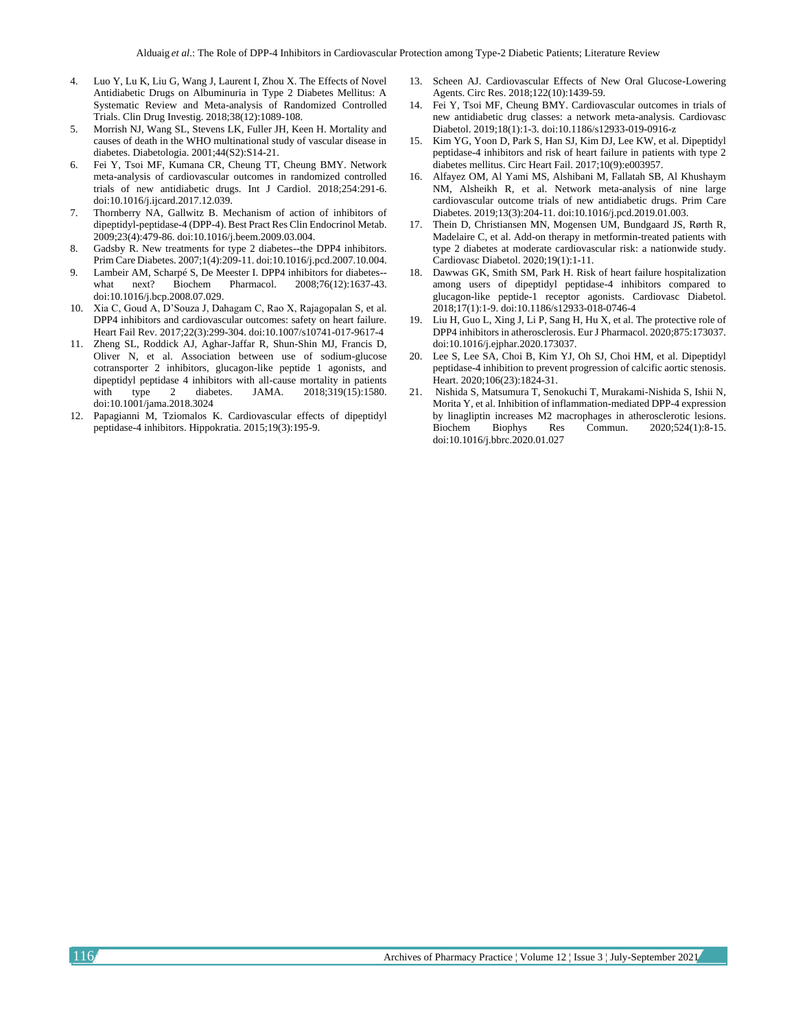4. Luo Y, Lu K, Liu G, Wang J, Laurent I, Zhou X. The Effects of Novel Antidiabetic Drugs on Albuminuria in Type 2 Diabetes Mellitus: A Systematic Review and Meta-analysis of Randomized Controlled Trials. Clin Drug Investig. 2018;38(12):1089-108.
5. Morrish NJ, Wang SL, Stevens LK, Fuller JH, Keen H. Mortality and causes of death in the WHO multinational study of vascular disease in diabetes. Diabetologia. 2001;44(S2):S14-21.
6. Fei Y, Tsoi MF, Kumana CR, Cheung TT, Cheung BMY. Network meta-analysis of cardiovascular outcomes in randomized controlled trials of new antidiabetic drugs. Int J Cardiol. 2018;254:291-6. doi:10.1016/j.ijcard.2017.12.039.
7. Thornberry NA, Gallwitz B. Mechanism of action of inhibitors of dipeptidyl-peptidase-4 (DPP-4). Best Pract Res Clin Endocrinol Metab. 2009;23(4):479-86. doi:10.1016/j.beem.2009.03.004.
8. Gadsby R. New treatments for type 2 diabetes--the DPP4 inhibitors. Prim Care Diabetes. 2007;1(4):209-11. doi:10.1016/j.pcd.2007.10.004.
9. Lambeir AM, Scharpé S, De Meester I. DPP4 inhibitors for diabetes--what next? Biochem Pharmacol. 2008;76(12):1637-43. doi:10.1016/j.bcp.2008.07.029.
10. Xia C, Goud A, D'Souza J, Dahagam C, Rao X, Rajagopalan S, et al. DPP4 inhibitors and cardiovascular outcomes: safety on heart failure. Heart Fail Rev. 2017;22(3):299-304. doi:10.1007/s10741-017-9617-4
11. Zheng SL, Roddick AJ, Aghar-Jaffar R, Shun-Shin MJ, Francis D, Oliver N, et al. Association between use of sodium-glucose cotransporter 2 inhibitors, glucagon-like peptide 1 agonists, and dipeptidyl peptidase 4 inhibitors with all-cause mortality in patients with type 2 diabetes. JAMA. 2018;319(15):1580. doi:10.1001/jama.2018.3024
12. Papagianni M, Tziomalos K. Cardiovascular effects of dipeptidyl peptidase-4 inhibitors. Hippokratia. 2015;19(3):195-9.
13. Scheen AJ. Cardiovascular Effects of New Oral Glucose-Lowering Agents. Circ Res. 2018;122(10):1439-59.
14. Fei Y, Tsoi MF, Cheung BMY. Cardiovascular outcomes in trials of new antidiabetic drug classes: a network meta-analysis. Cardiovasc Diabetol. 2019;18(1):1-3. doi:10.1186/s12933-019-0916-z
15. Kim YG, Yoon D, Park S, Han SJ, Kim DJ, Lee KW, et al. Dipeptidyl peptidase-4 inhibitors and risk of heart failure in patients with type 2 diabetes mellitus. Circ Heart Fail. 2017;10(9):e003957.
16. Alfayez OM, Al Yami MS, Alshibani M, Fallatah SB, Al Khushaym NM, Alsheikh R, et al. Network meta-analysis of nine large cardiovascular outcome trials of new antidiabetic drugs. Prim Care Diabetes. 2019;13(3):204-11. doi:10.1016/j.pcd.2019.01.003.
17. Thein D, Christiansen MN, Mogensen UM, Bundgaard JS, Rørth R, Madelaire C, et al. Add-on therapy in metformin-treated patients with type 2 diabetes at moderate cardiovascular risk: a nationwide study. Cardiovasc Diabetol. 2020;19(1):1-11.
18. Dawwas GK, Smith SM, Park H. Risk of heart failure hospitalization among users of dipeptidyl peptidase-4 inhibitors compared to glucagon-like peptide-1 receptor agonists. Cardiovasc Diabetol. 2018;17(1):1-9. doi:10.1186/s12933-018-0746-4
19. Liu H, Guo L, Xing J, Li P, Sang H, Hu X, et al. The protective role of DPP4 inhibitors in atherosclerosis. Eur J Pharmacol. 2020;875:173037. doi:10.1016/j.ejphar.2020.173037.
20. Lee S, Lee SA, Choi B, Kim YJ, Oh SJ, Choi HM, et al. Dipeptidyl peptidase-4 inhibition to prevent progression of calcific aortic stenosis. Heart. 2020;106(23):1824-31.
21. Nishida S, Matsumura T, Senokuchi T, Murakami-Nishida S, Ishii N, Morita Y, et al. Inhibition of inflammation-mediated DPP-4 expression by linagliptin increases M2 macrophages in atherosclerotic lesions. Biochem Biophys Res Commun. 2020;524(1):8-15. doi:10.1016/j.bbrc.2020.01.027